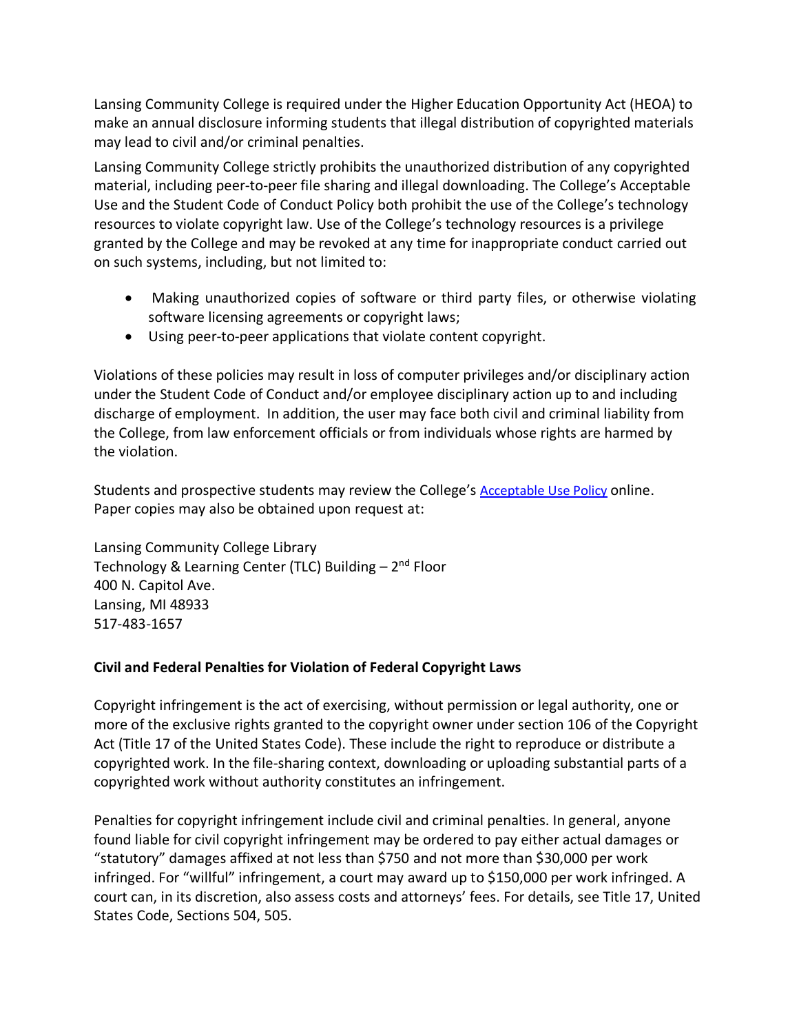Lansing Community College is required under the Higher Education Opportunity Act (HEOA) to make an annual disclosure informing students that illegal distribution of copyrighted materials may lead to civil and/or criminal penalties.

Lansing Community College strictly prohibits the unauthorized distribution of any copyrighted material, including peer-to-peer file sharing and illegal downloading. The College's Acceptable Use and the Student Code of Conduct Policy both prohibit the use of the College's technology resources to violate copyright law. Use of the College's technology resources is a privilege granted by the College and may be revoked at any time for inappropriate conduct carried out on such systems, including, but not limited to:

- Making unauthorized copies of software or third party files, or otherwise violating software licensing agreements or copyright laws;
- Using peer-to-peer applications that violate content copyright.

Violations of these policies may result in loss of computer privileges and/or disciplinary action under the Student Code of Conduct and/or employee disciplinary action up to and including discharge of employment. In addition, the user may face both civil and criminal liability from the College, from law enforcement officials or from individuals whose rights are harmed by the violation.

Students and prospective students may review the College's Acceptable Use Policy online. Paper copies may also be obtained upon request at:

Lansing Community College Library
Technology & Learning Center (TLC) Building – 2nd Floor
400 N. Capitol Ave.
Lansing, MI 48933
517-483-1657

**Civil and Federal Penalties for Violation of Federal Copyright Laws**

Copyright infringement is the act of exercising, without permission or legal authority, one or more of the exclusive rights granted to the copyright owner under section 106 of the Copyright Act (Title 17 of the United States Code). These include the right to reproduce or distribute a copyrighted work. In the file-sharing context, downloading or uploading substantial parts of a copyrighted work without authority constitutes an infringement.

Penalties for copyright infringement include civil and criminal penalties. In general, anyone found liable for civil copyright infringement may be ordered to pay either actual damages or "statutory" damages affixed at not less than $750 and not more than $30,000 per work infringed. For "willful" infringement, a court may award up to $150,000 per work infringed. A court can, in its discretion, also assess costs and attorneys' fees. For details, see Title 17, United States Code, Sections 504, 505.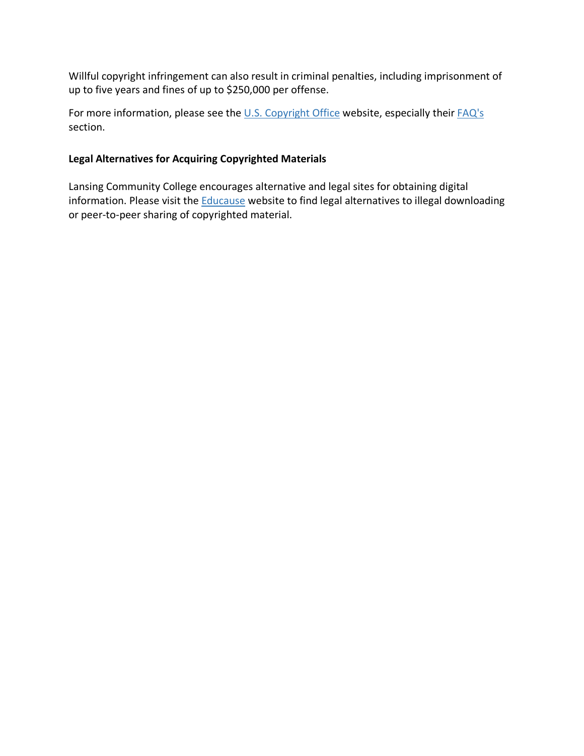Willful copyright infringement can also result in criminal penalties, including imprisonment of up to five years and fines of up to $250,000 per offense.

For more information, please see the U.S. Copyright Office website, especially their FAQ's section.

**Legal Alternatives for Acquiring Copyrighted Materials**

Lansing Community College encourages alternative and legal sites for obtaining digital information. Please visit the Educause website to find legal alternatives to illegal downloading or peer-to-peer sharing of copyrighted material.